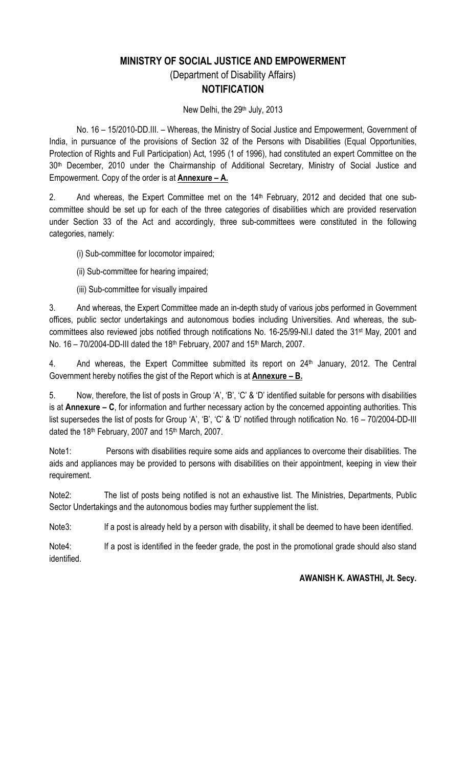# MINISTRY OF SOCIAL JUSTICE AND EMPOWERMENT

(Department of Disability Affairs)

## NOTIFICATION

New Delhi, the 29th July, 2013

No. 16 – 15/2010-DD.III. – Whereas, the Ministry of Social Justice and Empowerment, Government of India, in pursuance of the provisions of Section 32 of the Persons with Disabilities (Equal Opportunities, Protection of Rights and Full Participation) Act, 1995 (1 of 1996), had constituted an expert Committee on the 30th December, 2010 under the Chairmanship of Additional Secretary, Ministry of Social Justice and Empowerment. Copy of the order is at **Annexure – A.**

2. And whereas, the Expert Committee met on the 14th February, 2012 and decided that one sub-committee should be set up for each of the three categories of disabilities which are provided reservation under Section 33 of the Act and accordingly, three sub-committees were constituted in the following categories, namely:

(i) Sub-committee for locomotor impaired;

(ii) Sub-committee for hearing impaired;

(iii) Sub-committee for visually impaired

3. And whereas, the Expert Committee made an in-depth study of various jobs performed in Government offices, public sector undertakings and autonomous bodies including Universities. And whereas, the sub-committees also reviewed jobs notified through notifications No. 16-25/99-NI.I dated the 31st May, 2001 and No. 16 – 70/2004-DD-III dated the 18th February, 2007 and 15th March, 2007.

4. And whereas, the Expert Committee submitted its report on 24th January, 2012. The Central Government hereby notifies the gist of the Report which is at **Annexure – B.**

5. Now, therefore, the list of posts in Group 'A', 'B', 'C' & 'D' identified suitable for persons with disabilities is at **Annexure – C**, for information and further necessary action by the concerned appointing authorities. This list supersedes the list of posts for Group 'A', 'B', 'C' & 'D' notified through notification No. 16 – 70/2004-DD-III dated the 18th February, 2007 and 15th March, 2007.

Note1: Persons with disabilities require some aids and appliances to overcome their disabilities. The aids and appliances may be provided to persons with disabilities on their appointment, keeping in view their requirement.

Note2: The list of posts being notified is not an exhaustive list. The Ministries, Departments, Public Sector Undertakings and the autonomous bodies may further supplement the list.

Note3: If a post is already held by a person with disability, it shall be deemed to have been identified.

Note4: If a post is identified in the feeder grade, the post in the promotional grade should also stand identified.

**AWANISH K. AWASTHI, Jt. Secy.**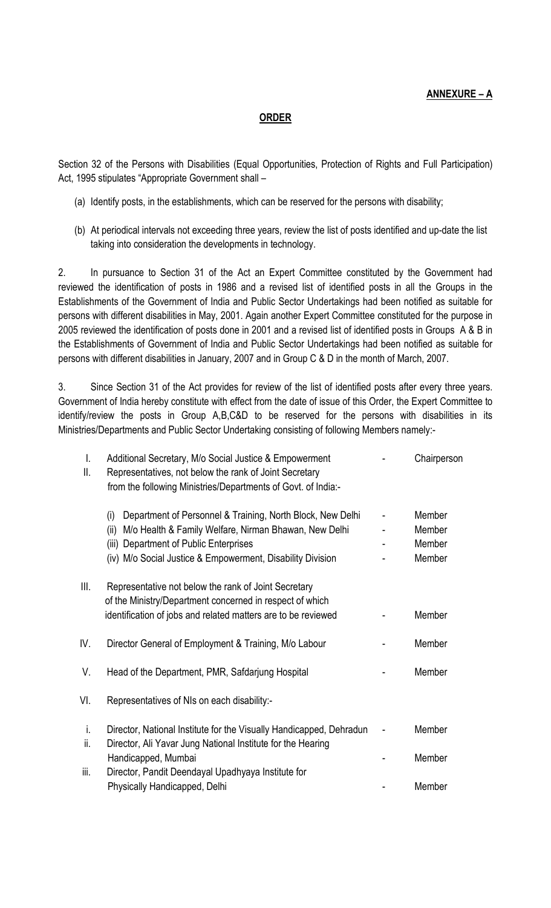**ANNEXURE – A**

**ORDER**

Section 32 of the Persons with Disabilities (Equal Opportunities, Protection of Rights and Full Participation) Act, 1995 stipulates "Appropriate Government shall –

(a) Identify posts, in the establishments, which can be reserved for the persons with disability;

(b) At periodical intervals not exceeding three years, review the list of posts identified and up-date the list taking into consideration the developments in technology.

2. In pursuance to Section 31 of the Act an Expert Committee constituted by the Government had reviewed the identification of posts in 1986 and a revised list of identified posts in all the Groups in the Establishments of the Government of India and Public Sector Undertakings had been notified as suitable for persons with different disabilities in May, 2001. Again another Expert Committee constituted for the purpose in 2005 reviewed the identification of posts done in 2001 and a revised list of identified posts in Groups A & B in the Establishments of Government of India and Public Sector Undertakings had been notified as suitable for persons with different disabilities in January, 2007 and in Group C & D in the month of March, 2007.

3. Since Section 31 of the Act provides for review of the list of identified posts after every three years. Government of India hereby constitute with effect from the date of issue of this Order, the Expert Committee to identify/review the posts in Group A,B,C&D to be reserved for the persons with disabilities in its Ministries/Departments and Public Sector Undertaking consisting of following Members namely:-

| | | | |
|---|---|---|---|
| I. | Additional Secretary, M/o Social Justice & Empowerment | - | Chairperson |
| II. | Representatives, not below the rank of Joint Secretary from the following Ministries/Departments of Govt. of India:- | | |
| | (i) Department of Personnel & Training, North Block, New Delhi | - | Member |
| | (ii) M/o Health & Family Welfare, Nirman Bhawan, New Delhi | - | Member |
| | (iii) Department of Public Enterprises | - | Member |
| | (iv) M/o Social Justice & Empowerment, Disability Division | - | Member |
| III. | Representative not below the rank of Joint Secretary of the Ministry/Department concerned in respect of which identification of jobs and related matters are to be reviewed | - | Member |
| IV. | Director General of Employment & Training, M/o Labour | - | Member |
| V. | Head of the Department, PMR, Safdarjung Hospital | - | Member |
| VI. | Representatives of NIs on each disability:- | | |
| i. | Director, National Institute for the Visually Handicapped, Dehradun | - | Member |
| ii. | Director, Ali Yavar Jung National Institute for the Hearing Handicapped, Mumbai | - | Member |
| iii. | Director, Pandit Deendayal Upadhyaya Institute for Physically Handicapped, Delhi | - | Member |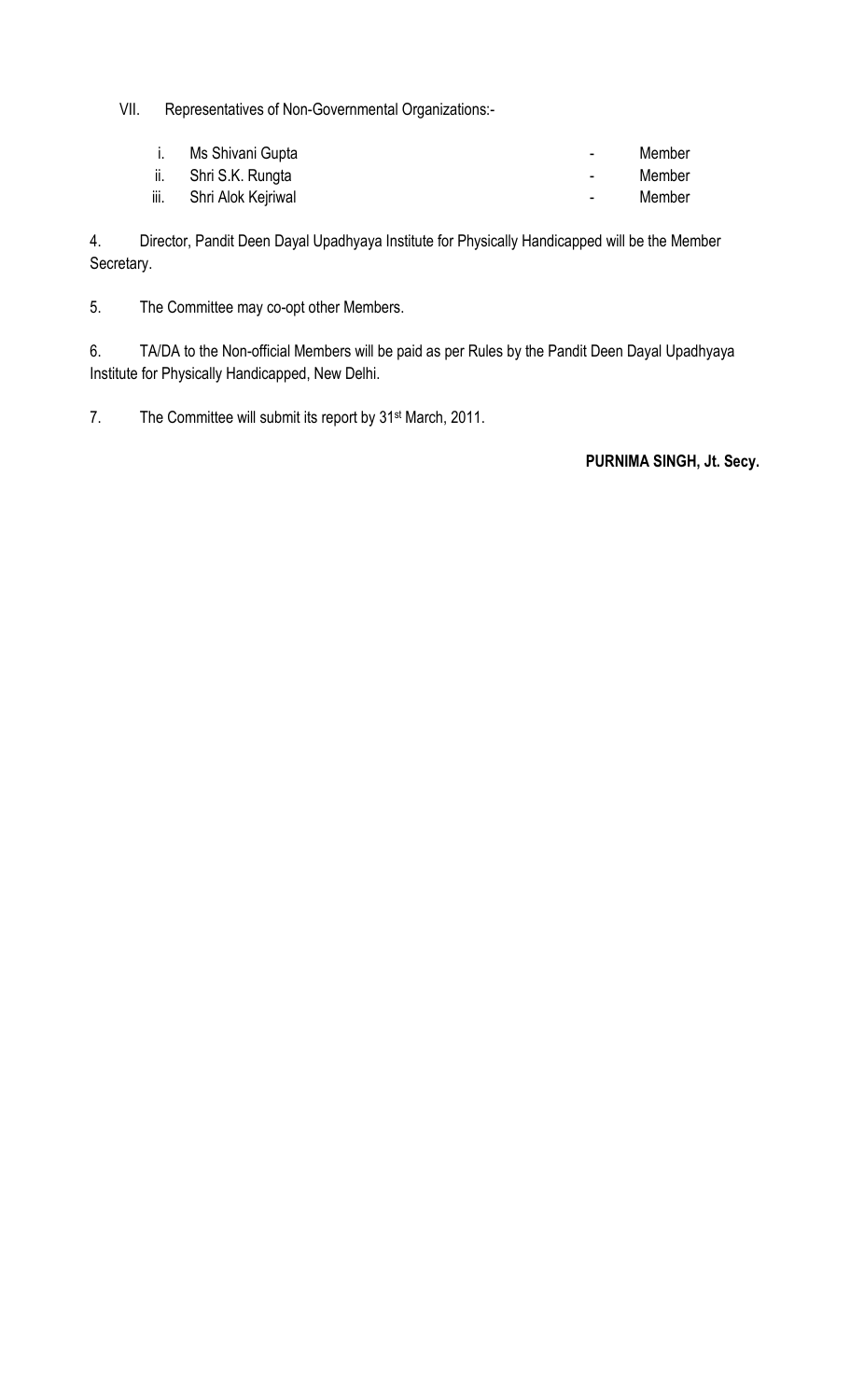VII. Representatives of Non-Governmental Organizations:-

| | | | |
|---|---|---|---|
| i. | Ms Shivani Gupta | - | Member |
| ii. | Shri S.K. Rungta | - | Member |
| iii. | Shri Alok Kejriwal | - | Member |

4. Director, Pandit Deen Dayal Upadhyaya Institute for Physically Handicapped will be the Member Secretary.

5. The Committee may co-opt other Members.

6. TA/DA to the Non-official Members will be paid as per Rules by the Pandit Deen Dayal Upadhyaya Institute for Physically Handicapped, New Delhi.

7. The Committee will submit its report by 31st March, 2011.

**PURNIMA SINGH, Jt. Secy.**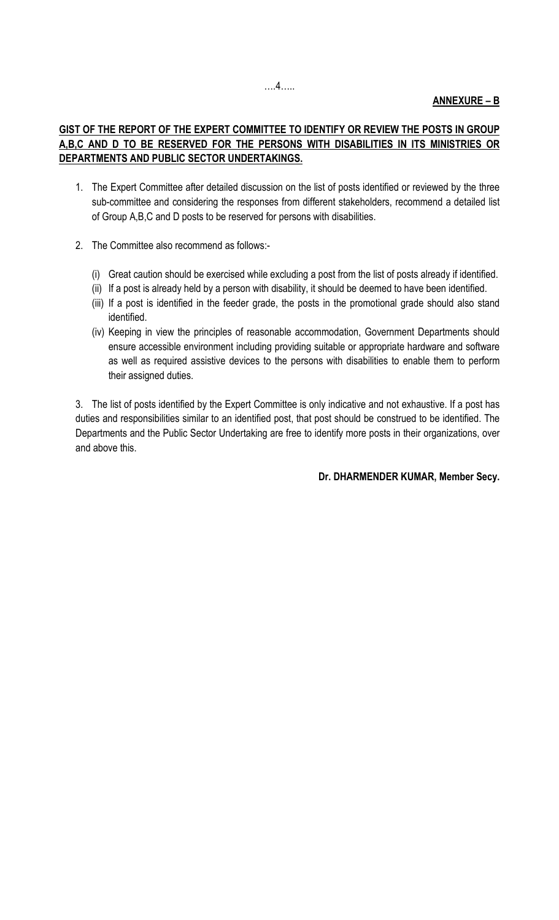**ANNEXURE – B**

**GIST OF THE REPORT OF THE EXPERT COMMITTEE TO IDENTIFY OR REVIEW THE POSTS IN GROUP A,B,C AND D TO BE RESERVED FOR THE PERSONS WITH DISABILITIES IN ITS MINISTRIES OR DEPARTMENTS AND PUBLIC SECTOR UNDERTAKINGS.**

1. The Expert Committee after detailed discussion on the list of posts identified or reviewed by the three sub-committee and considering the responses from different stakeholders, recommend a detailed list of Group A,B,C and D posts to be reserved for persons with disabilities.

2. The Committee also recommend as follows:-

    (i) Great caution should be exercised while excluding a post from the list of posts already if identified.
    (ii) If a post is already held by a person with disability, it should be deemed to have been identified.
    (iii) If a post is identified in the feeder grade, the posts in the promotional grade should also stand identified.
    (iv) Keeping in view the principles of reasonable accommodation, Government Departments should ensure accessible environment including providing suitable or appropriate hardware and software as well as required assistive devices to the persons with disabilities to enable them to perform their assigned duties.

3. The list of posts identified by the Expert Committee is only indicative and not exhaustive. If a post has duties and responsibilities similar to an identified post, that post should be construed to be identified. The Departments and the Public Sector Undertaking are free to identify more posts in their organizations, over and above this.

**Dr. DHARMENDER KUMAR, Member Secy.**